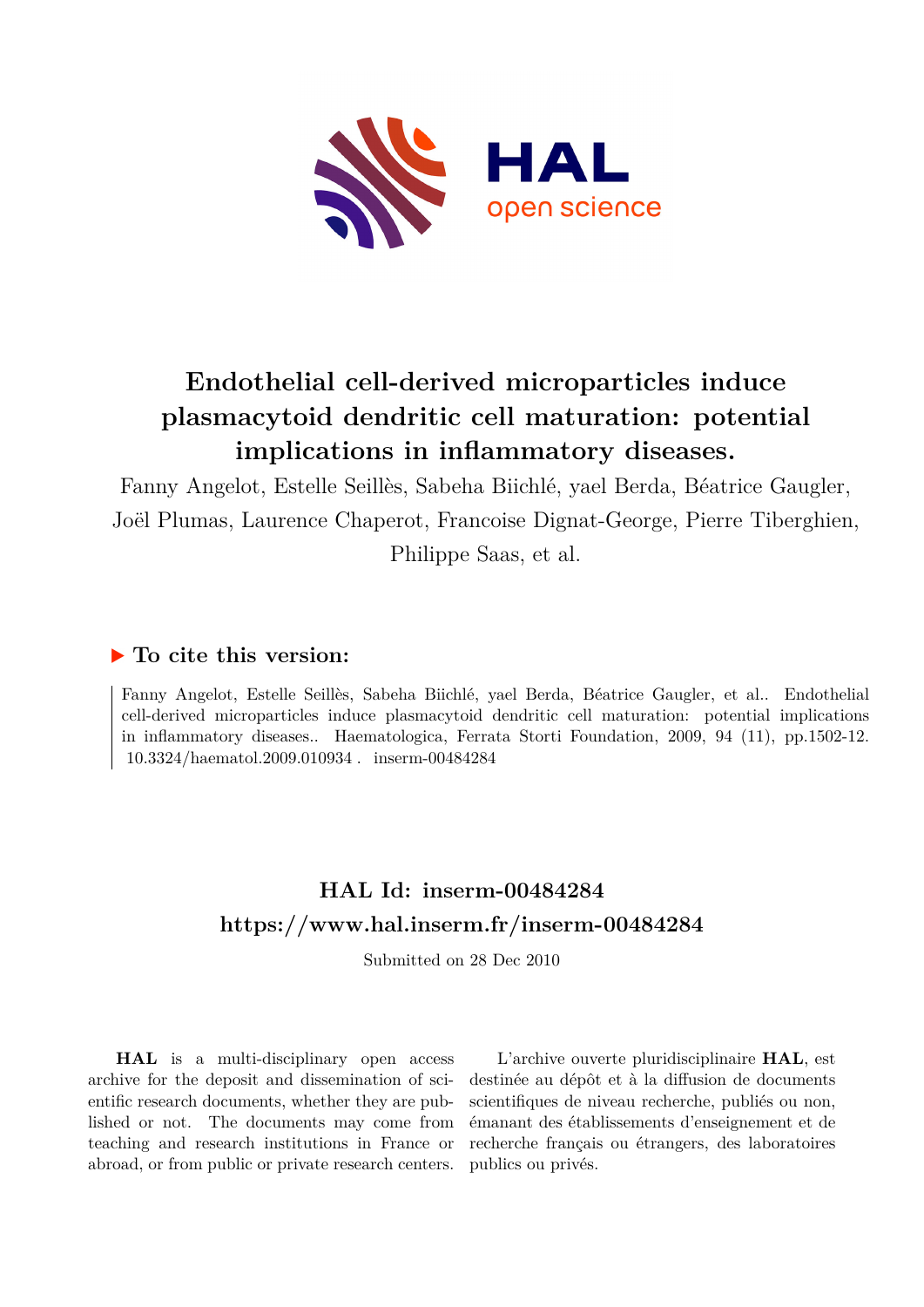# Endothelial cell-derived microparticles induce plasmacytoid dendritic cell maturation: potential implications in inflammatory diseases.

Fanny Angelot, Estelle Seillès, Sabeha Biichlé, yael Berda, Béatrice Gaugler, Joël Plumas, Laurence Chaperot, Francoise Dignat-George, Pierre Tiberghien, Philippe Saas, et al.

## ▶ To cite this version:

Fanny Angelot, Estelle Seillès, Sabeha Biichlé, yael Berda, Béatrice Gaugler, et al.. Endothelial cell-derived microparticles induce plasmacytoid dendritic cell maturation: potential implications in inflammatory diseases.. Haematologica, Ferrata Storti Foundation, 2009, 94 (11), pp.1502-12. 10.3324/haematol.2009.010934 . inserm-00484284

## HAL Id: inserm-00484284

## https://www.hal.inserm.fr/inserm-00484284

Submitted on 28 Dec 2010

**HAL** is a multi-disciplinary open access archive for the deposit and dissemination of scientific research documents, whether they are published or not. The documents may come from teaching and research institutions in France or abroad, or from public or private research centers.

L'archive ouverte pluridisciplinaire **HAL**, est destinée au dépôt et à la diffusion de documents scientifiques de niveau recherche, publiés ou non, émanant des établissements d'enseignement et de recherche français ou étrangers, des laboratoires publics ou privés.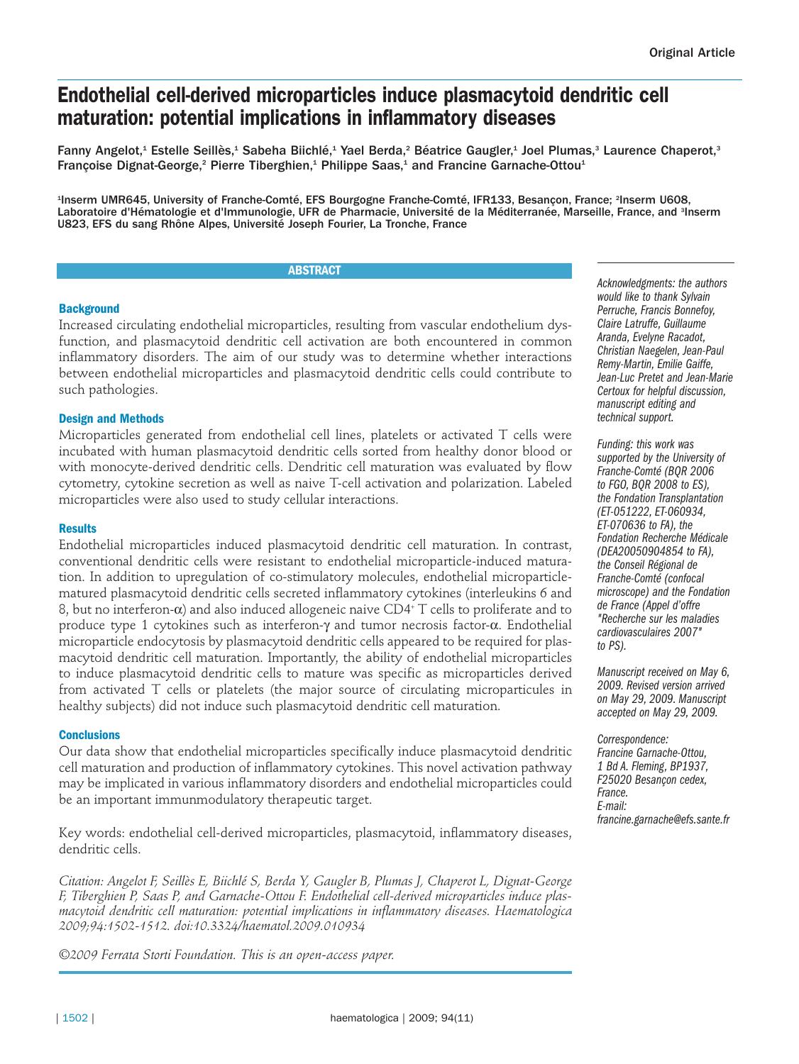Original Article

# Endothelial cell-derived microparticles induce plasmacytoid dendritic cell maturation: potential implications in inflammatory diseases

Fanny Angelot,[1] Estelle Seillès,[1] Sabeha Biichlé,[1] Yael Berda,[2] Béatrice Gaugler,[1] Joel Plumas,[3] Laurence Chaperot,[3] Françoise Dignat-George,[2] Pierre Tiberghien,[1] Philippe Saas,[1] and Francine Garnache-Ottou[1]

[1]Inserm UMR645, University of Franche-Comté, EFS Bourgogne Franche-Comté, IFR133, Besançon, France; [2]Inserm U608, Laboratoire d'Hématologie et d'Immunologie, UFR de Pharmacie, Université de la Méditerranée, Marseille, France, and [3]Inserm U823, EFS du sang Rhône Alpes, Université Joseph Fourier, La Tronche, France

## ABSTRACT

### Background

Increased circulating endothelial microparticles, resulting from vascular endothelium dysfunction, and plasmacytoid dendritic cell activation are both encountered in common inflammatory disorders. The aim of our study was to determine whether interactions between endothelial microparticles and plasmacytoid dendritic cells could contribute to such pathologies.

### Design and Methods

Microparticles generated from endothelial cell lines, platelets or activated T cells were incubated with human plasmacytoid dendritic cells sorted from healthy donor blood or with monocyte-derived dendritic cells. Dendritic cell maturation was evaluated by flow cytometry, cytokine secretion as well as naive T-cell activation and polarization. Labeled microparticles were also used to study cellular interactions.

### Results

Endothelial microparticles induced plasmacytoid dendritic cell maturation. In contrast, conventional dendritic cells were resistant to endothelial microparticle-induced maturation. In addition to upregulation of co-stimulatory molecules, endothelial microparticle-matured plasmacytoid dendritic cells secreted inflammatory cytokines (interleukins 6 and 8, but no interferon-α) and also induced allogeneic naive $CD4^+$ T cells to proliferate and to produce type 1 cytokines such as interferon-γ and tumor necrosis factor-α. Endothelial microparticle endocytosis by plasmacytoid dendritic cells appeared to be required for plasmacytoid dendritic cell maturation. Importantly, the ability of endothelial microparticles to induce plasmacytoid dendritic cells to mature was specific as microparticles derived from activated T cells or platelets (the major source of circulating microparticules in healthy subjects) did not induce such plasmacytoid dendritic cell maturation.

### Conclusions

Our data show that endothelial microparticles specifically induce plasmacytoid dendritic cell maturation and production of inflammatory cytokines. This novel activation pathway may be implicated in various inflammatory disorders and endothelial microparticles could be an important immunmodulatory therapeutic target.

Key words: endothelial cell-derived microparticles, plasmacytoid, inflammatory diseases, dendritic cells.

*Citation: Angelot F, Seillès E, Biichlé S, Berda Y, Gaugler B, Plumas J, Chaperot L, Dignat-George F, Tiberghien P, Saas P, and Garnache-Ottou F. Endothelial cell-derived microparticles induce plasmacytoid dendritic cell maturation: potential implications in inflammatory diseases. Haematologica 2009;94:1502-1512. doi:10.3324/haematol.2009.010934*

*©2009 Ferrata Storti Foundation. This is an open-access paper.*

*Acknowledgments: the authors would like to thank Sylvain Perruche, Francis Bonnefoy, Claire Latruffe, Guillaume Aranda, Evelyne Racadot, Christian Naegelen, Jean-Paul Remy-Martin, Emilie Gaiffe, Jean-Luc Pretet and Jean-Marie Certoux for helpful discussion, manuscript editing and technical support.*

*Funding: this work was supported by the University of Franche-Comté (BQR 2006 to FGO, BQR 2008 to ES), the Fondation Transplantation (ET-051222, ET-060934, ET-070636 to FA), the Fondation Recherche Médicale (DEA20050904854 to FA), the Conseil Régional de Franche-Comté (confocal microscope) and the Fondation de France (Appel d'offre "Recherche sur les maladies cardiovasculaires 2007" to PS).*

*Manuscript received on May 6, 2009. Revised version arrived on May 29, 2009. Manuscript accepted on May 29, 2009.*

*Correspondence: Francine Garnache-Ottou, 1 Bd A. Fleming, BP1937, F25020 Besançon cedex, France. E-mail: francine.garnache@efs.sante.fr*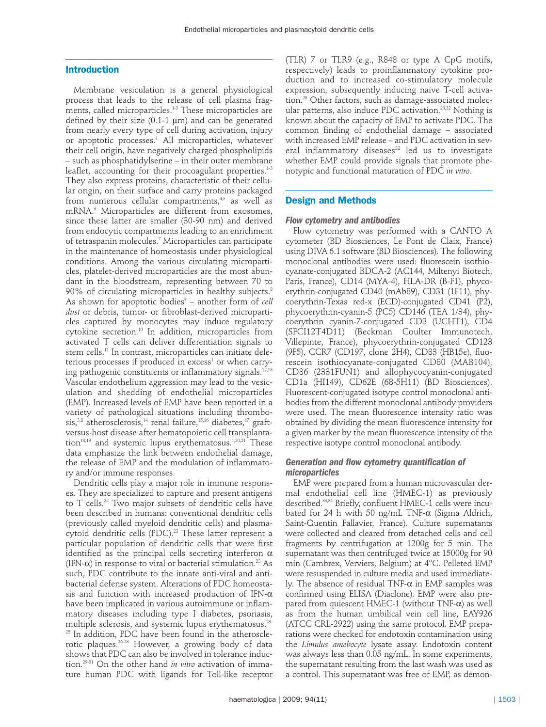## Introduction

Membrane vesiculation is a general physiological process that leads to the release of cell plasma fragments, called microparticles.[1-3] These microparticles are defined by their size (0.1-1 μm) and can be generated from nearly every type of cell during activation, injury or apoptotic processes.[1] All microparticles, whatever their cell origin, have negatively charged phospholipids – such as phosphatidylserine – in their outer membrane leaflet, accounting for their procoagulant properties.[1-3] They also express proteins, characteristic of their cellular origin, on their surface and carry proteins packaged from numerous cellular compartments,[4,5] as well as mRNA.[6] Microparticles are different from exosomes, since these latter are smaller (30-90 nm) and derived from endocytic compartments leading to an enrichment of tetraspanin molecules.[7] Microparticles can participate in the maintenance of homeostasis under physiological conditions. Among the various circulating microparticles, platelet-derived microparticles are the most abundant in the bloodstream, representing between 70 to 90% of circulating microparticles in healthy subjects.[8] As shown for apoptotic bodies[9] – another form of *cell dust* or debris, tumor- or fibroblast-derived microparticles captured by monocytes may induce regulatory cytokine secretion.[10] In addition, microparticles from activated T cells can deliver differentiation signals to stem cells.[11] In contrast, microparticles can initiate deleterious processes if produced in excess[1] or when carrying pathogenic constituents or inflammatory signals.[12,13] Vascular endothelium aggression may lead to the vesiculation and shedding of endothelial microparticles (EMP). Increased levels of EMP have been reported in a variety of pathological situations including thrombosis,[3,8] atherosclerosis,[14] renal failure,[15,16] diabetes,[17] graft-versus-host disease after hematopoietic cell transplantation[18,19] and systemic lupus erythematosus.[1,20,21] These data emphasize the link between endothelial damage, the release of EMP and the modulation of inflammatory and/or immune responses.

Dendritic cells play a major role in immune responses. They are specialized to capture and present antigens to T cells.[22] Two major subsets of dendritic cells have been described in humans: conventional dendritic cells (previously called myeloid dendritic cells) and plasmacytoid dendritic cells (PDC).[23] These latter represent a particular population of dendritic cells that were first identified as the principal cells secreting interferon α (IFN-α) in response to viral or bacterial stimulation.[23] As such, PDC contribute to the innate anti-viral and antibacterial defense system. Alterations of PDC homeostasis and function with increased production of IFN-α have been implicated in various autoimmune or inflammatory diseases including type I diabetes, psoriasis, multiple sclerosis, and systemic lupus erythematosus.[23-25] In addition, PDC have been found in the atherosclerotic plaques.[26-28] However, a growing body of data shows that PDC can also be involved in tolerance induction.[29-31] On the other hand *in vitro* activation of immature human PDC with ligands for Toll-like receptor (TLR) 7 or TLR9 (e.g., R848 or type A CpG motifs, respectively) leads to proinflammatory cytokine production and to increased co-stimulatory molecule expression, subsequently inducing naive T-cell activation.[23] Other factors, such as damage-associated molecular patterns, also induce PDC activation.[23,32] Nothing is known about the capacity of EMP to activate PDC. The common finding of endothelial damage – associated with increased EMP release – and PDC activation in several inflammatory diseases[32] led us to investigate whether EMP could provide signals that promote phenotypic and functional maturation of PDC *in vitro*.

## Design and Methods

### Flow cytometry and antibodies

Flow cytometry was performed with a CANTO A cytometer (BD Biosciences, Le Pont de Claix, France) using DIVA 6.1 software (BD Biosciences). The following monoclonal antibodies were used: fluorescein isothiocyanate-conjugated BDCA-2 (AC144, Miltenyi Biotech, Paris, France), CD14 (MYA-4), HLA-DR (B-F1), phycoerythrin-conjugated CD40 (mAb89), CD31 (1F11), phycoerythrin-Texas red-x (ECD)-conjugated CD41 (P2), phycoerythrin-cyanin-5 (PC5) CD146 (TEA 1/34), phycoerythrin cyanin-7-conjugated CD3 (UCHT1), CD4 (SFCI12T4D11) (Beckman Coulter Immunotech, Villepinte, France), phycoerythrin-conjugated CD123 (9F5), CCR7 (CD197, clone 2H4), CD83 (HB15e), fluorescein isothiocyanate-conjugated CD80 (MAB104), CD86 (2331FUN1) and allophycocyanin-conjugated CD1a (HI149), CD62E (68-5H11) (BD Biosciences). Fluorescent-conjugated isotype control monoclonal antibodies from the different monoclonal antibody providers were used. The mean fluorescence intensity ratio was obtained by dividing the mean fluorescence intensity for a given marker by the mean fluorescence intensity of the respective isotype control monoclonal antibody.

### Generation and flow cytometry quantification of microparticles

EMP were prepared from a human microvascular dermal endothelial cell line (HMEC-1) as previously described.[33,34] Briefly, confluent HMEC-1 cells were incubated for 24 h with 50 ng/mL TNF-α (Sigma Aldrich, Saint-Quentin Fallavier, France). Culture supernatants were collected and cleared from detached cells and cell fragments by centrifugation at 1200g for 5 min. The supernatant was then centrifuged twice at 15000g for 90 min (Cambrex, Verviers, Belgium) at 4°C. Pelleted EMP were resuspended in culture media and used immediately. The absence of residual TNF-α in EMP samples was confirmed using ELISA (Diaclone). EMP were also prepared from quiescent HMEC-1 (without TNF-α) as well as from the human umbilical vein cell line, EAY926 (ATCC CRL-2922) using the same protocol. EMP preparations were checked for endotoxin contamination using the *Limulus amebocyte* lysate assay. Endotoxin content was always less than 0.05 ng/mL. In some experiments, the supernatant resulting from the last wash was used as a control. This supernatant was free of EMP, as demon-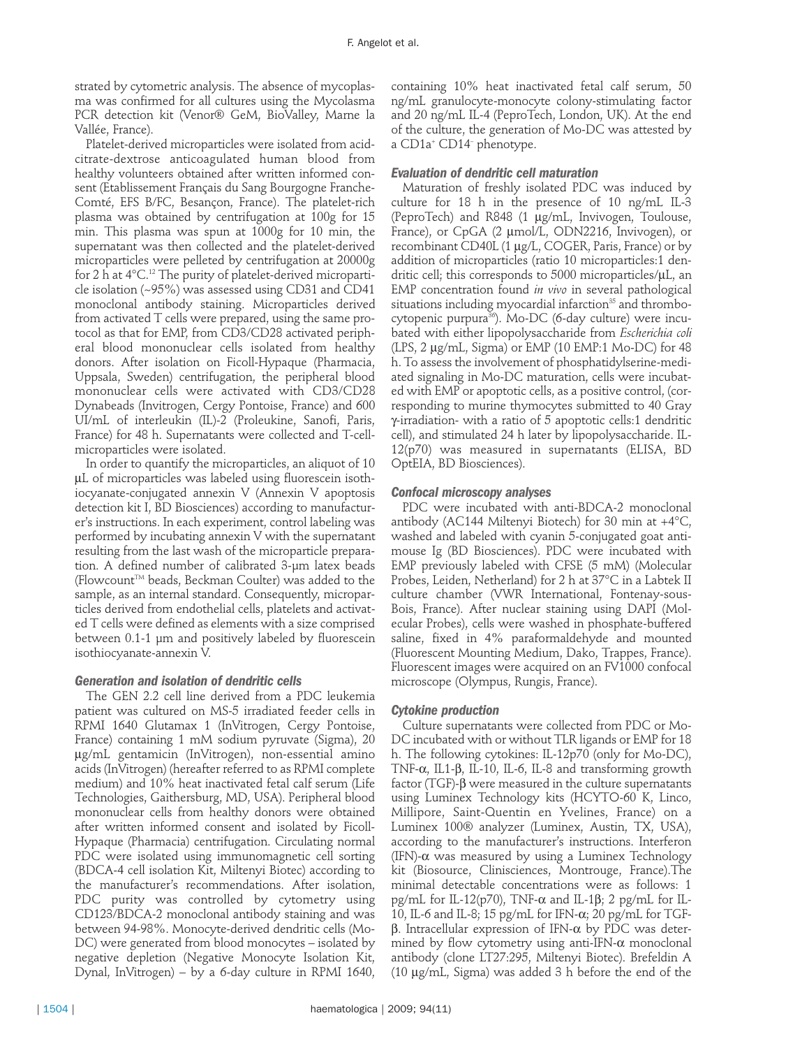strated by cytometric analysis. The absence of mycoplasma was confirmed for all cultures using the Mycolasma PCR detection kit (Venor® GeM, BioValley, Marne la Vallée, France).

Platelet-derived microparticles were isolated from acid-citrate-dextrose anticoagulated human blood from healthy volunteers obtained after written informed consent (Etablissement Français du Sang Bourgogne Franche-Comté, EFS B/FC, Besançon, France). The platelet-rich plasma was obtained by centrifugation at 100g for 15 min. This plasma was spun at 1000g for 10 min, the supernatant was then collected and the platelet-derived microparticles were pelleted by centrifugation at 20000g for 2 h at 4°C.[12] The purity of platelet-derived microparticle isolation (~95%) was assessed using CD31 and CD41 monoclonal antibody staining. Microparticles derived from activated T cells were prepared, using the same protocol as that for EMP, from CD3/CD28 activated peripheral blood mononuclear cells isolated from healthy donors. After isolation on Ficoll-Hypaque (Pharmacia, Uppsala, Sweden) centrifugation, the peripheral blood mononuclear cells were activated with CD3/CD28 Dynabeads (Invitrogen, Cergy Pontoise, France) and 600 UI/mL of interleukin (IL)-2 (Proleukine, Sanofi, Paris, France) for 48 h. Supernatants were collected and T-cell-microparticles were isolated.

In order to quantify the microparticles, an aliquot of 10 μL of microparticles was labeled using fluorescein isothiocyanate-conjugated annexin V (Annexin V apoptosis detection kit I, BD Biosciences) according to manufacturer's instructions. In each experiment, control labeling was performed by incubating annexin V with the supernatant resulting from the last wash of the microparticle preparation. A defined number of calibrated 3-μm latex beads (Flowcount™ beads, Beckman Coulter) was added to the sample, as an internal standard. Consequently, microparticles derived from endothelial cells, platelets and activated T cells were defined as elements with a size comprised between 0.1-1 μm and positively labeled by fluorescein isothiocyanate-annexin V.

### Generation and isolation of dendritic cells

The GEN 2.2 cell line derived from a PDC leukemia patient was cultured on MS-5 irradiated feeder cells in RPMI 1640 Glutamax 1 (InVitrogen, Cergy Pontoise, France) containing 1 mM sodium pyruvate (Sigma), 20 μg/mL gentamicin (InVitrogen), non-essential amino acids (InVitrogen) (hereafter referred to as RPMI complete medium) and 10% heat inactivated fetal calf serum (Life Technologies, Gaithersburg, MD, USA). Peripheral blood mononuclear cells from healthy donors were obtained after written informed consent and isolated by Ficoll-Hypaque (Pharmacia) centrifugation. Circulating normal PDC were isolated using immunomagnetic cell sorting (BDCA-4 cell isolation Kit, Miltenyi Biotec) according to the manufacturer's recommendations. After isolation, PDC purity was controlled by cytometry using CD123/BDCA-2 monoclonal antibody staining and was between 94-98%. Monocyte-derived dendritic cells (Mo-DC) were generated from blood monocytes – isolated by negative depletion (Negative Monocyte Isolation Kit, Dynal, InVitrogen) – by a 6-day culture in RPMI 1640, containing 10% heat inactivated fetal calf serum, 50 ng/mL granulocyte-monocyte colony-stimulating factor and 20 ng/mL IL-4 (PeproTech, London, UK). At the end of the culture, the generation of Mo-DC was attested by a CD1a$^+$ CD14$^-$ phenotype.

### Evaluation of dendritic cell maturation

Maturation of freshly isolated PDC was induced by culture for 18 h in the presence of 10 ng/mL IL-3 (PeproTech) and R848 (1 μg/mL, Invivogen, Toulouse, France), or CpGA (2 μmol/L, ODN2216, Invivogen), or recombinant CD40L (1 μg/L, COGER, Paris, France) or by addition of microparticles (ratio 10 microparticles:1 dendritic cell; this corresponds to 5000 microparticles/μL, an EMP concentration found *in vivo* in several pathological situations including myocardial infarction[35] and thrombocytopenic purpura[36]). Mo-DC (6-day culture) were incubated with either lipopolysaccharide from *Escherichia coli* (LPS, 2 μg/mL, Sigma) or EMP (10 EMP:1 Mo-DC) for 48 h. To assess the involvement of phosphatidylserine-mediated signaling in Mo-DC maturation, cells were incubated with EMP or apoptotic cells, as a positive control, (corresponding to murine thymocytes submitted to 40 Gray γ-irradiation- with a ratio of 5 apoptotic cells:1 dendritic cell), and stimulated 24 h later by lipopolysaccharide. IL-12(p70) was measured in supernatants (ELISA, BD OptEIA, BD Biosciences).

### Confocal microscopy analyses

PDC were incubated with anti-BDCA-2 monoclonal antibody (AC144 Miltenyi Biotech) for 30 min at +4°C, washed and labeled with cyanin 5-conjugated goat anti-mouse Ig (BD Biosciences). PDC were incubated with EMP previously labeled with CFSE (5 mM) (Molecular Probes, Leiden, Netherland) for 2 h at 37°C in a Labtek II culture chamber (VWR International, Fontenay-sous-Bois, France). After nuclear staining using DAPI (Molecular Probes), cells were washed in phosphate-buffered saline, fixed in 4% paraformaldehyde and mounted (Fluorescent Mounting Medium, Dako, Trappes, France). Fluorescent images were acquired on an FV1000 confocal microscope (Olympus, Rungis, France).

### Cytokine production

Culture supernatants were collected from PDC or Mo-DC incubated with or without TLR ligands or EMP for 18 h. The following cytokines: IL-12p70 (only for Mo-DC), TNF-α, IL1-β, IL-10, IL-6, IL-8 and transforming growth factor (TGF)-β were measured in the culture supernatants using Luminex Technology kits (HCYTO-60 K, Linco, Millipore, Saint-Quentin en Yvelines, France) on a Luminex 100® analyzer (Luminex, Austin, TX, USA), according to the manufacturer's instructions. Interferon (IFN)-α was measured by using a Luminex Technology kit (Biosource, Clinisciences, Montrouge, France).The minimal detectable concentrations were as follows: 1 pg/mL for IL-12(p70), TNF-α and IL-1β; 2 pg/mL for IL-10, IL-6 and IL-8; 15 pg/mL for IFN-α; 20 pg/mL for TGF-β. Intracellular expression of IFN-α by PDC was determined by flow cytometry using anti-IFN-α monoclonal antibody (clone LT27:295, Miltenyi Biotec). Brefeldin A (10 μg/mL, Sigma) was added 3 h before the end of the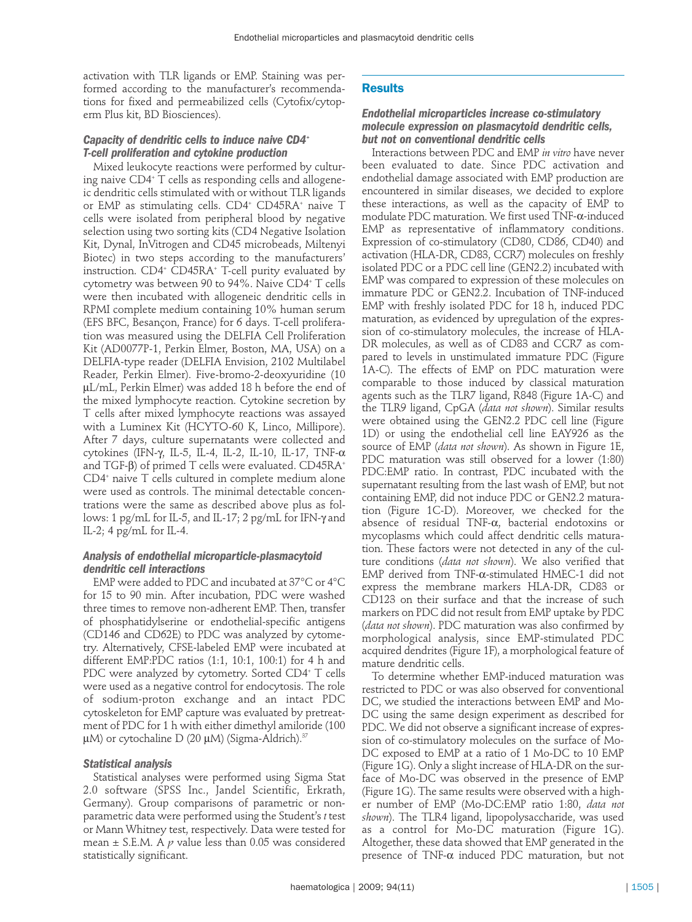activation with TLR ligands or EMP. Staining was performed according to the manufacturer's recommendations for fixed and permeabilized cells (Cytofix/cytoperm Plus kit, BD Biosciences).

### *Capacity of dendritic cells to induce naive CD4+ T-cell proliferation and cytokine production*

Mixed leukocyte reactions were performed by culturing naive CD4+ T cells as responding cells and allogeneic dendritic cells stimulated with or without TLR ligands or EMP as stimulating cells. CD4+ CD45RA+ naive T cells were isolated from peripheral blood by negative selection using two sorting kits (CD4 Negative Isolation Kit, Dynal, InVitrogen and CD45 microbeads, Miltenyi Biotec) in two steps according to the manufacturers' instruction. CD4+ CD45RA+ T-cell purity evaluated by cytometry was between 90 to 94%. Naive CD4+ T cells were then incubated with allogeneic dendritic cells in RPMI complete medium containing 10% human serum (EFS BFC, Besançon, France) for 6 days. T-cell proliferation was measured using the DELFIA Cell Proliferation Kit (AD0077P-1, Perkin Elmer, Boston, MA, USA) on a DELFIA-type reader (DELFIA Envision, 2102 Multilabel Reader, Perkin Elmer). Five-bromo-2-deoxyuridine (10 μL/mL, Perkin Elmer) was added 18 h before the end of the mixed lymphocyte reaction. Cytokine secretion by T cells after mixed lymphocyte reactions was assayed with a Luminex Kit (HCYTO-60 K, Linco, Millipore). After 7 days, culture supernatants were collected and cytokines (IFN-γ, IL-5, IL-4, IL-10, IL-17, TNF-α and TGF-β) of primed T cells were evaluated. CD45RA+ CD4+ naive T cells cultured in complete medium alone were used as controls. The minimal detectable concentrations were the same as described above plus as follows: 1 pg/mL for IL-5, and IL-17; 2 pg/mL for IFN-γ and IL-2; 4 pg/mL for IL-4.

### *Analysis of endothelial microparticle-plasmacytoid dendritic cell interactions*

EMP were added to PDC and incubated at 37°C or 4°C for 15 to 90 min. After incubation, PDC were washed three times to remove non-adherent EMP. Then, transfer of phosphatidylserine or endothelial-specific antigens (CD146 and CD62E) to PDC was analyzed by cytometry. Alternatively, CFSE-labeled EMP were incubated at different EMP:PDC ratios (1:1, 10:1, 100:1) for 4 h and PDC were analyzed by cytometry. Sorted CD4+ T cells were used as a negative control for endocytosis. The role of sodium-proton exchange and an intact PDC cytoskeleton for EMP capture was evaluated by pretreatment of PDC for 1 h with either dimethyl amiloride (100 μM) or cytochaline D (20 μM) (Sigma-Aldrich).[37]

### *Statistical analysis*

Statistical analyses were performed using Sigma Stat 2.0 software (SPSS Inc., Jandel Scientific, Erkrath, Germany). Group comparisons of parametric or non-parametric data were performed using the Student's *t* test or Mann Whitney test, respectively. Data were tested for mean ± S.E.M. A $p$ value less than 0.05 was considered statistically significant.

## Results

### *Endothelial microparticles increase co-stimulatory molecule expression on plasmacytoid dendritic cells, but not on conventional dendritic cells*

Interactions between PDC and EMP *in vitro* have never been evaluated to date. Since PDC activation and endothelial damage associated with EMP production are encountered in similar diseases, we decided to explore these interactions, as well as the capacity of EMP to modulate PDC maturation. We first used TNF-α-induced EMP as representative of inflammatory conditions. Expression of co-stimulatory (CD80, CD86, CD40) and activation (HLA-DR, CD83, CCR7) molecules on freshly isolated PDC or a PDC cell line (GEN2.2) incubated with EMP was compared to expression of these molecules on immature PDC or GEN2.2. Incubation of TNF-induced EMP with freshly isolated PDC for 18 h, induced PDC maturation, as evidenced by upregulation of the expression of co-stimulatory molecules, the increase of HLA-DR molecules, as well as of CD83 and CCR7 as compared to levels in unstimulated immature PDC (Figure 1A-C). The effects of EMP on PDC maturation were comparable to those induced by classical maturation agents such as the TLR7 ligand, R848 (Figure 1A-C) and the TLR9 ligand, CpGA (*data not shown*). Similar results were obtained using the GEN2.2 PDC cell line (Figure 1D) or using the endothelial cell line EAY926 as the source of EMP (*data not shown*). As shown in Figure 1E, PDC maturation was still observed for a lower (1:80) PDC:EMP ratio. In contrast, PDC incubated with the supernatant resulting from the last wash of EMP, but not containing EMP, did not induce PDC or GEN2.2 maturation (Figure 1C-D). Moreover, we checked for the absence of residual TNF-α, bacterial endotoxins or mycoplasms which could affect dendritic cells maturation. These factors were not detected in any of the culture conditions (*data not shown*). We also verified that EMP derived from TNF-α-stimulated HMEC-1 did not express the membrane markers HLA-DR, CD83 or CD123 on their surface and that the increase of such markers on PDC did not result from EMP uptake by PDC (*data not shown*). PDC maturation was also confirmed by morphological analysis, since EMP-stimulated PDC acquired dendrites (Figure 1F), a morphological feature of mature dendritic cells.

To determine whether EMP-induced maturation was restricted to PDC or was also observed for conventional DC, we studied the interactions between EMP and Mo-DC using the same design experiment as described for PDC. We did not observe a significant increase of expression of co-stimulatory molecules on the surface of Mo-DC exposed to EMP at a ratio of 1 Mo-DC to 10 EMP (Figure 1G). Only a slight increase of HLA-DR on the surface of Mo-DC was observed in the presence of EMP (Figure 1G). The same results were observed with a higher number of EMP (Mo-DC:EMP ratio 1:80, *data not shown*). The TLR4 ligand, lipopolysaccharide, was used as a control for Mo-DC maturation (Figure 1G). Altogether, these data showed that EMP generated in the presence of TNF-α induced PDC maturation, but not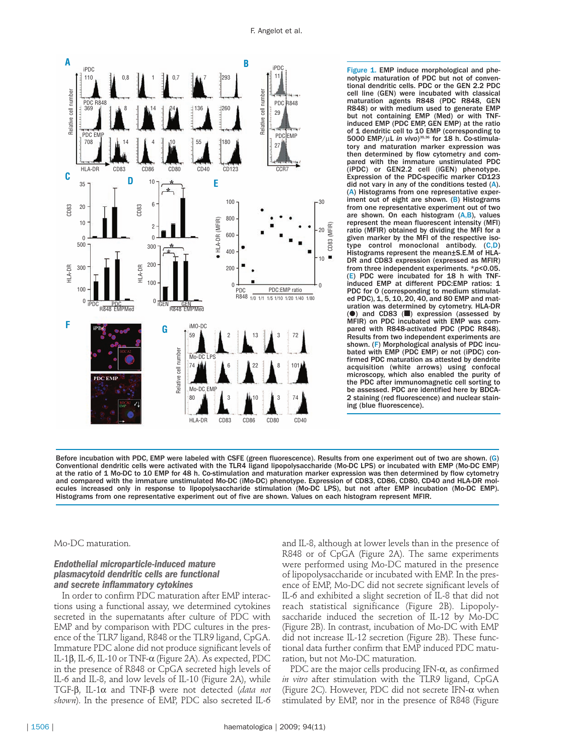Figure 1. EMP induce morphological and phenotypic maturation of PDC but not of conventional dendritic cells. PDC or the GEN 2.2 PDC cell line (GEN) were incubated with classical maturation agents R848 (PDC R848, GEN R848) or with medium used to generate EMP but not containing EMP (Med) or with TNF-induced EMP (PDC EMP, GEN EMP) at the ratio of 1 dendritic cell to 10 EMP (corresponding to 5000 EMP/μL *in vivo*)[35,36] for 18 h. Co-stimulatory and maturation marker expression was then determined by flow cytometry and compared with the immature unstimulated PDC (iPDC) or GEN2.2 cell (iGEN) phenotype. Expression of the PDC-specific marker CD123 did not vary in any of the conditions tested (A). (A) Histograms from one representative experiment out of eight are shown. (B) Histograms from one representative experiment out of two are shown. On each histogram (A,B), values represent the mean fluorescent intensity (MFI) ratio (MFIR) obtained by dividing the MFI for a given marker by the MFI of the respective isotype control monoclonal antibody. (C,D) Histograms represent the mean±S.E.M of HLA-DR and CD83 expression (expressed as MFIR) from three independent experiments. *$p<0.05$. (E) PDC were incubated for 18 h with TNF-induced EMP at different PDC:EMP ratios: 1 PDC for 0 (corresponding to medium stimulated PDC), 1, 5, 10, 20, 40, and 80 EMP and maturation was determined by cytometry. HLA-DR (●) and CD83 (■) expression (assessed by MFIR) on PDC incubated with EMP was compared with R848-activated PDC (PDC R848). Results from two independent experiments are shown. (F) Morphological analysis of PDC incubated with EMP (PDC EMP) or not (iPDC) confirmed PDC maturation as attested by dendrite acquisition (white arrows) using confocal microscopy, which also enabled the purity of the PDC after immunomagnetic cell sorting to be assessed. PDC are identified here by BDCA-2 staining (red fluorescence) and nuclear staining (blue fluorescence). Before incubation with PDC, EMP were labeled with CSFE (green fluorescence). Results from one experiment out of two are shown. (G) Conventional dendritic cells were activated with the TLR4 ligand lipopolysaccharide (Mo-DC LPS) or incubated with EMP (Mo-DC EMP) at the ratio of 1 Mo-DC to 10 EMP for 48 h. Co-stimulation and maturation marker expression was then determined by flow cytometry and compared with the immature unstimulated Mo-DC (iMo-DC) phenotype. Expression of CD83, CD86, CD80, CD40 and HLA-DR molecules increased only in response to lipopolysaccharide stimulation (Mo-DC LPS), but not after EMP incubation (Mo-DC EMP). Histograms from one representative experiment out of five are shown. Values on each histogram represent MFIR.

Mo-DC maturation.

### *Endothelial microparticle-induced mature plasmacytoid dendritic cells are functional and secrete inflammatory cytokines*

In order to confirm PDC maturation after EMP interactions using a functional assay, we determined cytokines secreted in the supernatants after culture of PDC with EMP and by comparison with PDC cultures in the presence of the TLR7 ligand, R848 or the TLR9 ligand, CpGA. Immature PDC alone did not produce significant levels of IL-1β, IL-6, IL-10 or TNF-α (Figure 2A). As expected, PDC in the presence of R848 or CpGA secreted high levels of IL-6 and IL-8, and low levels of IL-10 (Figure 2A), while TGF-β, IL-1α and TNF-β were not detected (*data not shown*). In the presence of EMP, PDC also secreted IL-6 and IL-8, although at lower levels than in the presence of R848 or of CpGA (Figure 2A). The same experiments were performed using Mo-DC matured in the presence of lipopolysaccharide or incubated with EMP. In the presence of EMP, Mo-DC did not secrete significant levels of IL-6 and exhibited a slight secretion of IL-8 that did not reach statistical significance (Figure 2B). Lipopolysaccharide induced the secretion of IL-12 by Mo-DC (Figure 2B). In contrast, incubation of Mo-DC with EMP did not increase IL-12 secretion (Figure 2B). These functional data further confirm that EMP induced PDC maturation, but not Mo-DC maturation.

PDC are the major cells producing IFN-α, as confirmed *in vitro* after stimulation with the TLR9 ligand, CpGA (Figure 2C). However, PDC did not secrete IFN-α when stimulated by EMP, nor in the presence of R848 (Figure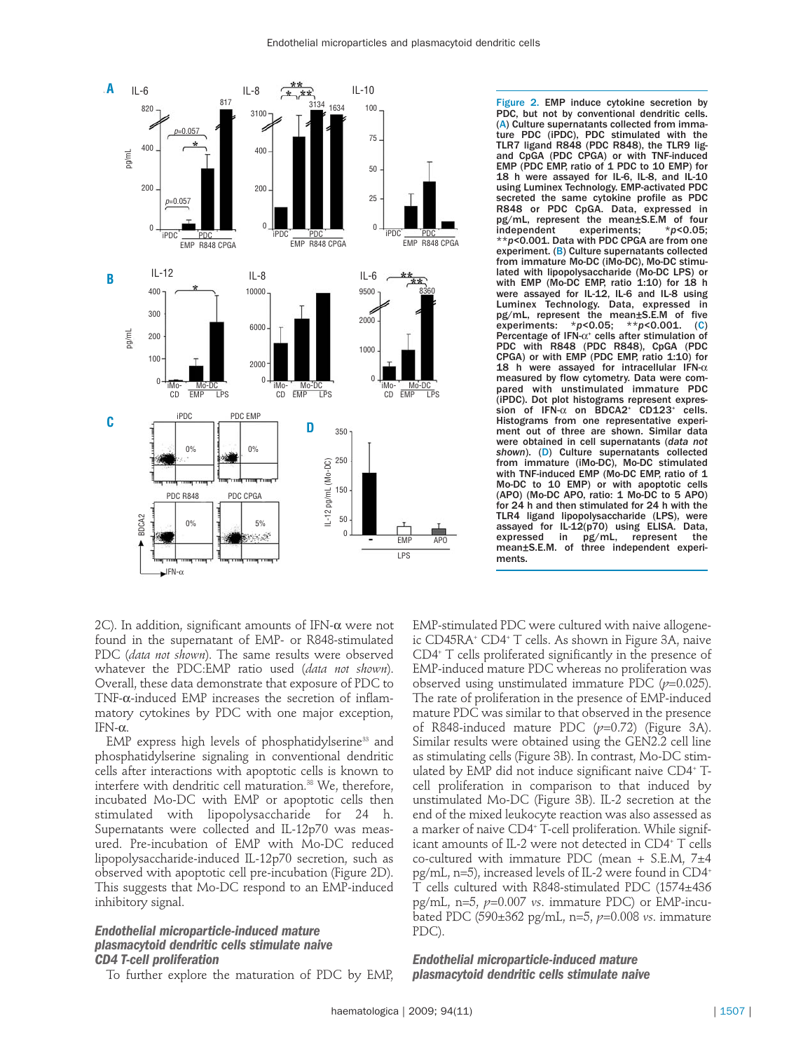**Figure 2.** EMP induce cytokine secretion by PDC, but not by conventional dendritic cells. (A) Culture supernatants collected from immature PDC (iPDC), PDC stimulated with the TLR7 ligand R848 (PDC R848), the TLR9 ligand CpG (PDC CPGA) or with TNF-induced EMP (PDC EMP, ratio of 1 PDC to 10 EMP) for 18 h were assayed for IL-6, IL-8, and IL-10 using Luminex Technology. EMP-activated PDC secreted the same cytokine profile as PDC R848 or PDC CpGA. Data, expressed in pg/mL, represent the mean±S.E.M of four independent experiments; *$p$<0.05; **$p$<0.001. Data with PDC CPGA are from one experiment. (B) Culture supernatants collected from immature Mo-DC (iMo-DC), Mo-DC stimulated with lipopolysaccharide (Mo-DC LPS) or with EMP (Mo-DC EMP, ratio 1:10) for 18 h were assayed for IL-12, IL-6 and IL-8 using Luminex Technology. Data, expressed in pg/mL, represent the mean±S.E.M of five experiments: *$p$<0.05; **$p$<0.001. (C) Percentage of IFN-α[+] cells after stimulation of PDC with R848 (PDC R848), CpGA (PDC CPGA) or with EMP (PDC EMP, ratio 1:10) for 18 h were assayed for intracellular IFN-α measured by flow cytometry. Data were compared with unstimulated immature PDC (iPDC). Dot plot histograms represent expression of IFN-α on BDCA2[+] CD123[+] cells. Histograms from one representative experiment out of three are shown. Similar data were obtained in cell supernatants (*data not shown*). (D) Culture supernatants collected from immature (iMo-DC), Mo-DC stimulated with TNF-induced EMP (Mo-DC EMP, ratio of 1 Mo-DC to 10 EMP) or with apoptotic cells (APO) (Mo-DC APO, ratio: 1 Mo-DC to 5 APO) for 24 h and then stimulated for 24 h with the TLR4 ligand lipopolysaccharide (LPS), were assayed for IL-12(p70) using ELISA. Data, expressed in pg/mL, represent the mean±S.E.M. of three independent experiments.

2C). In addition, significant amounts of IFN-α were not found in the supernatant of EMP- or R848-stimulated PDC (*data not shown*). The same results were observed whatever the PDC:EMP ratio used (*data not shown*). Overall, these data demonstrate that exposure of PDC to TNF-α-induced EMP increases the secretion of inflammatory cytokines by PDC with one major exception, IFN-α.

EMP express high levels of phosphatidylserine[33] and phosphatidylserine signaling in conventional dendritic cells after interactions with apoptotic cells is known to interfere with dendritic cell maturation.[38] We, therefore, incubated Mo-DC with EMP or apoptotic cells then stimulated with lipopolysaccharide for 24 h. Supernatants were collected and IL-12p70 was measured. Pre-incubation of EMP with Mo-DC reduced lipopolysaccharide-induced IL-12p70 secretion, such as observed with apoptotic cell pre-incubation (Figure 2D). This suggests that Mo-DC respond to an EMP-induced inhibitory signal.

### *Endothelial microparticle-induced mature plasmacytoid dendritic cells stimulate naive CD4 T-cell proliferation*

To further explore the maturation of PDC by EMP, EMP-stimulated PDC were cultured with naive allogeneic CD45RA[+] CD4[+] T cells. As shown in Figure 3A, naive CD4[+] T cells proliferated significantly in the presence of EMP-induced mature PDC whereas no proliferation was observed using unstimulated immature PDC ($p$=0.025). The rate of proliferation in the presence of EMP-induced mature PDC was similar to that observed in the presence of R848-induced mature PDC ($p$=0.72) (Figure 3A). Similar results were obtained using the GEN2.2 cell line as stimulating cells (Figure 3B). In contrast, Mo-DC stimulated by EMP did not induce significant naive CD4[+] T-cell proliferation in comparison to that induced by unstimulated Mo-DC (Figure 3B). IL-2 secretion at the end of the mixed leukocyte reaction was also assessed as a marker of naive CD4[+] T-cell proliferation. While significant amounts of IL-2 were not detected in CD4[+] T cells co-cultured with immature PDC (mean + S.E.M, 7±4 pg/mL, n=5), increased levels of IL-2 were found in CD4[+] T cells cultured with R848-stimulated PDC (1574±436 pg/mL, n=5, $p$=0.007 *vs*. immature PDC) or EMP-incubated PDC (590±362 pg/mL, n=5, $p$=0.008 *vs*. immature PDC).

### *Endothelial microparticle-induced mature plasmacytoid dendritic cells stimulate naive*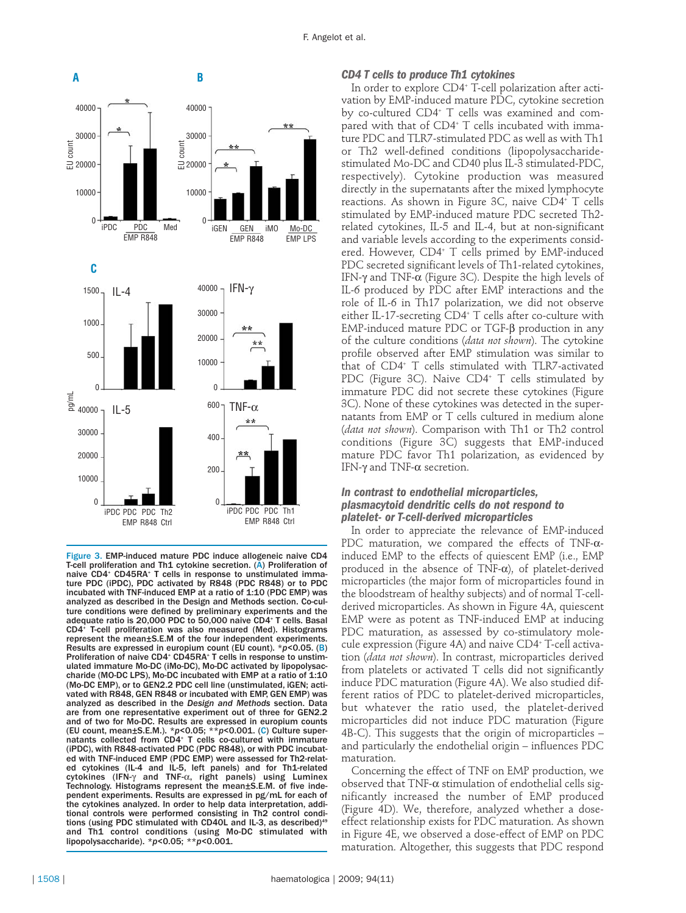Figure 3. EMP-induced mature PDC induce allogeneic naive CD4 T-cell proliferation and Th1 cytokine secretion. (A) Proliferation of naive CD4+ CD45RA+ T cells in response to unstimulated immature PDC (iPDC), PDC activated by R848 (PDC R848) or to PDC incubated with TNF-induced EMP at a ratio of 1:10 (PDC EMP) was analyzed as described in the Design and Methods section. Co-culture conditions were defined by preliminary experiments and the adequate ratio is 20,000 PDC to 50,000 naive CD4+ T cells. Basal CD4+ T-cell proliferation was also measured (Med). Histograms represent the mean±S.E.M of the four independent experiments. Results are expressed in europium count (EU count). *$p<0.05$. (B) Proliferation of naive CD4+ CD45RA+ T cells in response to unstimulated immature Mo-DC (iMo-DC), Mo-DC activated by lipopolysaccharide (MO-DC LPS), Mo-DC incubated with EMP at a ratio of 1:10 (Mo-DC EMP), or to GEN2.2 PDC cell line (unstimulated, iGEN; activated with R848, GEN R848 or incubated with EMP, GEN EMP) was analyzed as described in the *Design and Methods* section. Data are from one representative experiment out of three for GEN2.2 and of two for Mo-DC. Results are expressed in europium counts (EU count, mean±S.E.M.). *$p<0.05$; **$p<0.001$. (C) Culture supernatants collected from CD4+ T cells co-cultured with immature (iPDC), with R848-activated PDC (PDC R848), or with PDC incubated with TNF-induced EMP (PDC EMP) were assessed for Th2-related cytokines (IL-4 and IL-5, left panels) and for Th1-related cytokines (IFN-γ and TNF-α, right panels) using Luminex Technology. Histograms represent the mean±S.E.M. of five independent experiments. Results are expressed in pg/mL for each of the cytokines analyzed. In order to help data interpretation, additional controls were performed consisting in Th2 control conditions (using PDC stimulated with CD40L and IL-3, as described)[49] and Th1 control conditions (using Mo-DC stimulated with lipopolysaccharide). *$p<0.05$; **$p<0.001$.

### CD4 T cells to produce Th1 cytokines

In order to explore CD4+ T-cell polarization after activation by EMP-induced mature PDC, cytokine secretion by co-cultured CD4+ T cells was examined and compared with that of CD4+ T cells incubated with immature PDC and TLR7-stimulated PDC as well as with Th1 or Th2 well-defined conditions (lipopolysaccharide-stimulated Mo-DC and CD40 plus IL-3 stimulated-PDC, respectively). Cytokine production was measured directly in the supernatants after the mixed lymphocyte reactions. As shown in Figure 3C, naive CD4+ T cells stimulated by EMP-induced mature PDC secreted Th2-related cytokines, IL-5 and IL-4, but at non-significant and variable levels according to the experiments considered. However, CD4+ T cells primed by EMP-induced PDC secreted significant levels of Th1-related cytokines, IFN-γ and TNF-α (Figure 3C). Despite the high levels of IL-6 produced by PDC after EMP interactions and the role of IL-6 in Th17 polarization, we did not observe either IL-17-secreting CD4+ T cells after co-culture with EMP-induced mature PDC or TGF-β production in any of the culture conditions (*data not shown*). The cytokine profile observed after EMP stimulation was similar to that of CD4+ T cells stimulated with TLR7-activated PDC (Figure 3C). Naive CD4+ T cells stimulated by immature PDC did not secrete these cytokines (Figure 3C). None of these cytokines was detected in the supernatants from EMP or T cells cultured in medium alone (*data not shown*). Comparison with Th1 or Th2 control conditions (Figure 3C) suggests that EMP-induced mature PDC favor Th1 polarization, as evidenced by IFN-γ and TNF-α secretion.

### In contrast to endothelial microparticles, plasmacytoid dendritic cells do not respond to platelet- or T-cell-derived microparticles

In order to appreciate the relevance of EMP-induced PDC maturation, we compared the effects of TNF-α-induced EMP to the effects of quiescent EMP (i.e., EMP produced in the absence of TNF-α), of platelet-derived microparticles (the major form of microparticles found in the bloodstream of healthy subjects) and of normal T-cell-derived microparticles. As shown in Figure 4A, quiescent EMP were as potent as TNF-induced EMP at inducing PDC maturation, as assessed by co-stimulatory molecule expression (Figure 4A) and naive CD4+ T-cell activation (*data not shown*). In contrast, microparticles derived from platelets or activated T cells did not significantly induce PDC maturation (Figure 4A). We also studied different ratios of PDC to platelet-derived microparticles, but whatever the ratio used, the platelet-derived microparticles did not induce PDC maturation (Figure 4B-C). This suggests that the origin of microparticles – and particularly the endothelial origin – influences PDC maturation.

Concerning the effect of TNF on EMP production, we observed that TNF-α stimulation of endothelial cells significantly increased the number of EMP produced (Figure 4D). We, therefore, analyzed whether a dose-effect relationship exists for PDC maturation. As shown in Figure 4E, we observed a dose-effect of EMP on PDC maturation. Altogether, this suggests that PDC respond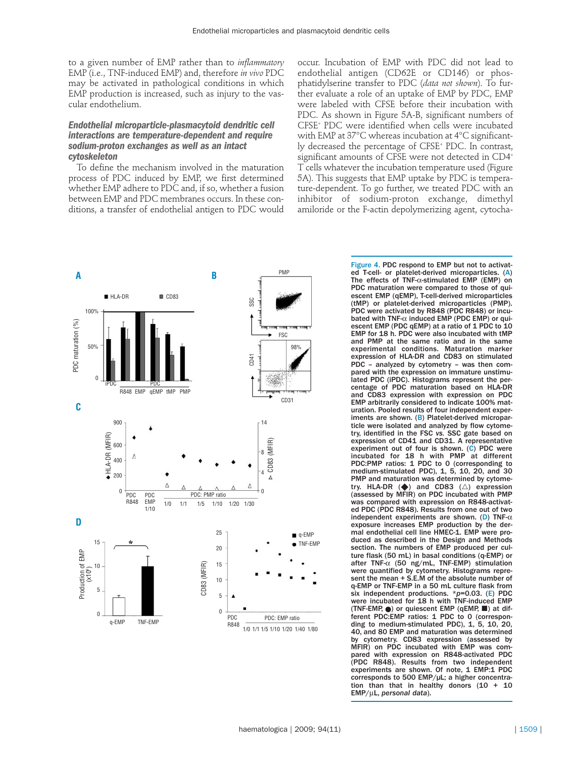to a given number of EMP rather than to *inflammatory* EMP (i.e., TNF-induced EMP) and, therefore *in vivo* PDC may be activated in pathological conditions in which EMP production is increased, such as injury to the vascular endothelium.

### *Endothelial microparticle-plasmacytoid dendritic cell interactions are temperature-dependent and require sodium-proton exchanges as well as an intact cytoskeleton*

To define the mechanism involved in the maturation process of PDC induced by EMP, we first determined whether EMP adhere to PDC and, if so, whether a fusion between EMP and PDC membranes occurs. In these conditions, a transfer of endothelial antigen to PDC would occur. Incubation of EMP with PDC did not lead to endothelial antigen (CD62E or CD146) or phosphatidylserine transfer to PDC (*data not shown*). To further evaluate a role of an uptake of EMP by PDC, EMP were labeled with CFSE before their incubation with PDC. As shown in Figure 5A-B, significant numbers of CFSE$^+$ PDC were identified when cells were incubated with EMP at 37°C whereas incubation at 4°C significantly decreased the percentage of CFSE$^+$ PDC. In contrast, significant amounts of CFSE were not detected in CD4$^+$ T cells whatever the incubation temperature used (Figure 5A). This suggests that EMP uptake by PDC is temperature-dependent. To go further, we treated PDC with an inhibitor of sodium-proton exchange, dimethyl amiloride or the F-actin depolymerizing agent, cytocha-

**Figure 4.** PDC respond to EMP but not to activated T-cell- or platelet-derived microparticles. (A) The effects of TNF-α-stimulated EMP (EMP) on PDC maturation were compared to those of quiescent EMP (qEMP), T-cell-derived microparticles (tMP) or platelet-derived microparticles (PMP). PDC were activated by R848 (PDC R848) or incubated with TNF-α induced EMP (PDC EMP) or quiescent EMP (PDC qEMP) at a ratio of 1 PDC to 10 EMP for 18 h. PDC were also incubated with tMP and PMP at the same ratio and in the same experimental conditions. Maturation marker expression of HLA-DR and CD83 on stimulated PDC – analyzed by cytometry – was then compared with the expression on immature unstimulated PDC (iPDC). Histograms represent the percentage of PDC maturation based on HLA-DR and CD83 expression with expression on PDC EMP arbitrarily considered to indicate 100% maturation. Pooled results of four independent experiments are shown. (B) Platelet-derived microparticle were isolated and analyzed by flow cytometry, identified in the FSC *vs.* SSC gate based on expression of CD41 and CD31. A representative experiment out of four is shown. (C) PDC were incubated for 18 h with PMP at different PDC:PMP ratios: 1 PDC to 0 (corresponding to medium-stimulated PDC), 1, 5, 10, 20, and 30 PMP and maturation was determined by cytometry. HLA-DR (◆) and CD83 (△) expression (assessed by MFIR) on PDC incubated with PMP was compared with expression on R848-activated PDC (PDC R848). Results from one out of two independent experiments are shown. (D) TNF-α exposure increases EMP production by the dermal endothelial cell line HMEC-1. EMP were produced as described in the Design and Methods section. The numbers of EMP produced per culture flask (50 mL) in basal conditions (q-EMP) or after TNF-α (50 ng/mL, TNF-EMP) stimulation were quantified by cytometry. Histograms represent the mean + S.E.M of the absolute number of q-EMP or TNF-EMP in a 50 mL culture flask from six independent productions. *$p$=0.03. (E) PDC were incubated for 18 h with TNF-induced EMP (TNF-EMP, ●) or quiescent EMP (qEMP, ■) at different PDC:EMP ratios: 1 PDC to 0 (corresponding to medium-stimulated PDC), 1, 5, 10, 20, 40, and 80 EMP and maturation was determined by cytometry. CD83 expression (assessed by MFIR) on PDC incubated with EMP was compared with expression on R848-activated PDC (PDC R848). Results from two independent experiments are shown. Of note, 1 EMP:1 PDC corresponds to 500 EMP/μL; a higher concentration than that in healthy donors (10 + 10 EMP/μL, *personal data*).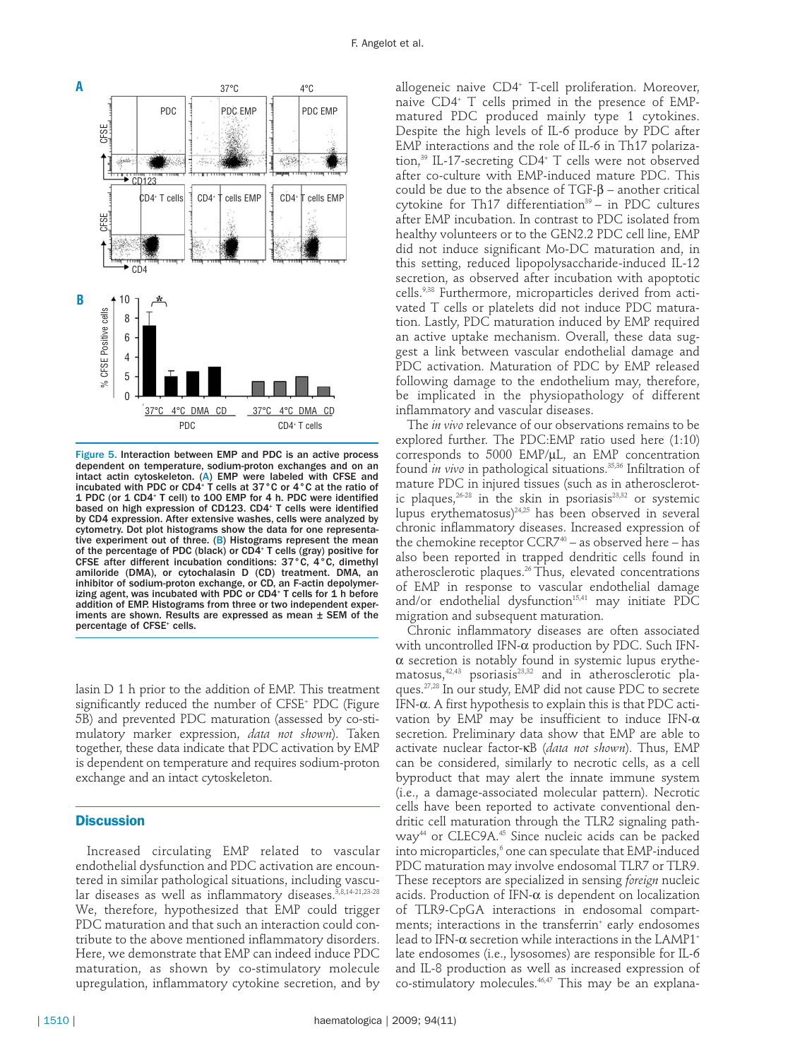**Figure 5.** Interaction between EMP and PDC is an active process dependent on temperature, sodium-proton exchanges and on an intact actin cytoskeleton. (A) EMP were labeled with CFSE and incubated with PDC or CD4⁺ T cells at 37°C or 4°C at the ratio of 1 PDC (or 1 CD4⁺ T cell) to 100 EMP for 4 h. PDC were identified based on high expression of CD123. CD4⁺ T cells were identified by CD4 expression. After extensive washes, cells were analyzed by cytometry. Dot plot histograms show the data for one representative experiment out of three. (B) Histograms represent the mean of the percentage of PDC (black) or CD4⁺ T cells (gray) positive for CFSE after different incubation conditions: 37°C, 4°C, dimethyl amiloride (DMA), or cytochalasin D (CD) treatment. DMA, an inhibitor of sodium-proton exchange, or CD, an F-actin depolymerizing agent, was incubated with PDC or CD4⁺ T cells for 1 h before addition of EMP. Histograms from three or two independent experiments are shown. Results are expressed as mean ± SEM of the percentage of CFSE⁺ cells.

lasin D 1 h prior to the addition of EMP. This treatment significantly reduced the number of CFSE⁺ PDC (Figure 5B) and prevented PDC maturation (assessed by co-stimulatory marker expression, *data not shown*). Taken together, these data indicate that PDC activation by EMP is dependent on temperature and requires sodium-proton exchange and an intact cytoskeleton.

## Discussion

Increased circulating EMP related to vascular endothelial dysfunction and PDC activation are encountered in similar pathological situations, including vascular diseases as well as inflammatory diseases.[3,8,14-21,23-28] We, therefore, hypothesized that EMP could trigger PDC maturation and that such an interaction could contribute to the above mentioned inflammatory disorders. Here, we demonstrate that EMP can indeed induce PDC maturation, as shown by co-stimulatory molecule upregulation, inflammatory cytokine secretion, and by allogeneic naive CD4⁺ T-cell proliferation. Moreover, naive CD4⁺ T cells primed in the presence of EMP-matured PDC produced mainly type 1 cytokines. Despite the high levels of IL-6 produce by PDC after EMP interactions and the role of IL-6 in Th17 polarization,[39] IL-17-secreting CD4⁺ T cells were not observed after co-culture with EMP-induced mature PDC. This could be due to the absence of TGF-β – another critical cytokine for Th17 differentiation[39] – in PDC cultures after EMP incubation. In contrast to PDC isolated from healthy volunteers or to the GEN2.2 PDC cell line, EMP did not induce significant Mo-DC maturation and, in this setting, reduced lipopolysaccharide-induced IL-12 secretion, as observed after incubation with apoptotic cells.[9,38] Furthermore, microparticles derived from activated T cells or platelets did not induce PDC maturation. Lastly, PDC maturation induced by EMP required an active uptake mechanism. Overall, these data suggest a link between vascular endothelial damage and PDC activation. Maturation of PDC by EMP released following damage to the endothelium may, therefore, be implicated in the physiopathology of different inflammatory and vascular diseases.

The *in vivo* relevance of our observations remains to be explored further. The PDC:EMP ratio used here (1:10) corresponds to 5000 EMP/μL, an EMP concentration found *in vivo* in pathological situations.[35,36] Infiltration of mature PDC in injured tissues (such as in atherosclerotic plaques,[26-28] in the skin in psoriasis[23,32] or systemic lupus erythematosus)[24,25] has been observed in several chronic inflammatory diseases. Increased expression of the chemokine receptor CCR7[40] – as observed here – has also been reported in trapped dendritic cells found in atherosclerotic plaques.[26] Thus, elevated concentrations of EMP in response to vascular endothelial damage and/or endothelial dysfunction[15,41] may initiate PDC migration and subsequent maturation.

Chronic inflammatory diseases are often associated with uncontrolled IFN-α production by PDC. Such IFN-α secretion is notably found in systemic lupus erythematosus,[42,43] psoriasis[23,32] and in atherosclerotic plaques.[27,28] In our study, EMP did not cause PDC to secrete IFN-α. A first hypothesis to explain this is that PDC activation by EMP may be insufficient to induce IFN-α secretion. Preliminary data show that EMP are able to activate nuclear factor-κB (*data not shown*). Thus, EMP can be considered, similarly to necrotic cells, as a cell byproduct that may alert the innate immune system (i.e., a damage-associated molecular pattern). Necrotic cells have been reported to activate conventional dendritic cell maturation through the TLR2 signaling pathway[44] or CLEC9A.[45] Since nucleic acids can be packed into microparticles,[6] one can speculate that EMP-induced PDC maturation may involve endosomal TLR7 or TLR9. These receptors are specialized in sensing *foreign* nucleic acids. Production of IFN-α is dependent on localization of TLR9-CpGA interactions in endosomal compartments; interactions in the transferrin⁺ early endosomes lead to IFN-α secretion while interactions in the LAMP1⁺ late endosomes (i.e., lysosomes) are responsible for IL-6 and IL-8 production as well as increased expression of co-stimulatory molecules.[46,47] This may be an explana-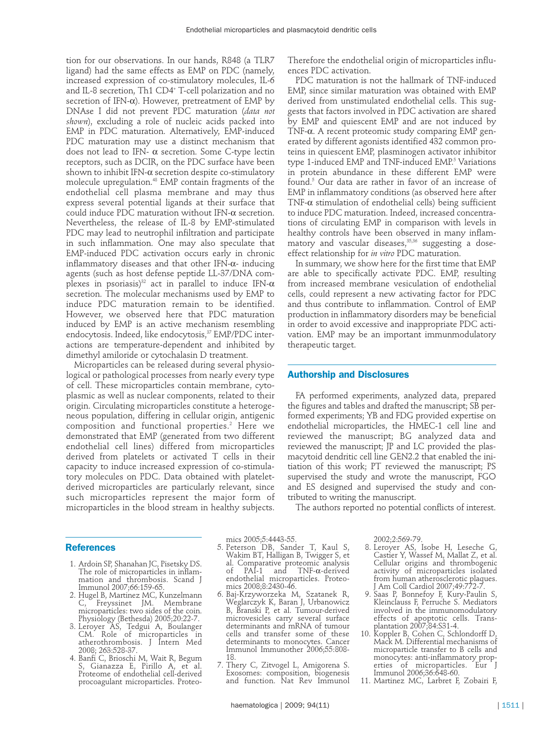tion for our observations. In our hands, R848 (a TLR7 ligand) had the same effects as EMP on PDC (namely, increased expression of co-stimulatory molecules, IL-6 and IL-8 secretion, Th1 CD4$^+$ T-cell polarization and no secretion of IFN-α). However, pretreatment of EMP by DNAse I did not prevent PDC maturation (*data not shown*), excluding a role of nucleic acids packed into EMP in PDC maturation. Alternatively, EMP-induced PDC maturation may use a distinct mechanism that does not lead to IFN- α secretion. Some C-type lectin receptors, such as DCIR, on the PDC surface have been shown to inhibit IFN-α secretion despite co-stimulatory molecule upregulation.[48] EMP contain fragments of the endothelial cell plasma membrane and may thus express several potential ligands at their surface that could induce PDC maturation without IFN-α secretion. Nevertheless, the release of IL-8 by EMP-stimulated PDC may lead to neutrophil infiltration and participate in such inflammation. One may also speculate that EMP-induced PDC activation occurs early in chronic inflammatory diseases and that other IFN-α- inducing agents (such as host defense peptide LL-37/DNA complexes in psoriasis)[32] act in parallel to induce IFN-α secretion. The molecular mechanisms used by EMP to induce PDC maturation remain to be identified. However, we observed here that PDC maturation induced by EMP is an active mechanism resembling endocytosis. Indeed, like endocytosis,[37] EMP/PDC interactions are temperature-dependent and inhibited by dimethyl amiloride or cytochalasin D treatment.

Microparticles can be released during several physiological or pathological processes from nearly every type of cell. These microparticles contain membrane, cytoplasmic as well as nuclear components, related to their origin. Circulating microparticles constitute a heterogeneous population, differing in cellular origin, antigenic composition and functional properties.[2] Here we demonstrated that EMP (generated from two different endothelial cell lines) differed from microparticles derived from platelets or activated T cells in their capacity to induce increased expression of co-stimulatory molecules on PDC. Data obtained with platelet-derived microparticles are particularly relevant, since such microparticles represent the major form of microparticles in the blood stream in healthy subjects. Therefore the endothelial origin of microparticles influences PDC activation.

PDC maturation is not the hallmark of TNF-induced EMP, since similar maturation was obtained with EMP derived from unstimulated endothelial cells. This suggests that factors involved in PDC activation are shared by EMP and quiescent EMP and are not induced by TNF-α. A recent proteomic study comparing EMP generated by different agonists identified 432 common proteins in quiescent EMP, plasminogen activator inhibitor type 1-induced EMP and TNF-induced EMP.[5] Variations in protein abundance in these different EMP were found.[5] Our data are rather in favor of an increase of EMP in inflammatory conditions (as observed here after TNF-α stimulation of endothelial cells) being sufficient to induce PDC maturation. Indeed, increased concentrations of circulating EMP in comparison with levels in healthy controls have been observed in many inflammatory and vascular diseases,[35,36] suggesting a dose-effect relationship for *in vitro* PDC maturation.

In summary, we show here for the first time that EMP are able to specifically activate PDC. EMP, resulting from increased membrane vesiculation of endothelial cells, could represent a new activating factor for PDC and thus contribute to inflammation. Control of EMP production in inflammatory disorders may be beneficial in order to avoid excessive and inappropriate PDC activation. EMP may be an important immunmodulatory therapeutic target.

## Authorship and Disclosures

FA performed experiments, analyzed data, prepared the figures and tables and drafted the manuscript; SB performed experiments; YB and FDG provided expertise on endothelial microparticles, the HMEC-1 cell line and reviewed the manuscript; BG analyzed data and reviewed the manuscript; JP and LC provided the plasmacytoid dendritic cell line GEN2.2 that enabled the initiation of this work; PT reviewed the manuscript; PS supervised the study and wrote the manuscript, FGO and ES designed and supervised the study and contributed to writing the manuscript.

The authors reported no potential conflicts of interest.

## References

1. Ardoin SP, Shanahan JC, Pisetsky DS. The role of microparticles in inflammation and thrombosis. Scand J Immunol 2007;66:159-65.
2. Hugel B, Martinez MC, Kunzelmann C, Freyssinet JM. Membrane microparticles: two sides of the coin. Physiology (Bethesda) 2005;20:22-7.
3. Leroyer AS, Tedgui A, Boulanger CM. Role of microparticles in atherothrombosis. J Intern Med 2008; 263:528-37.
4. Banfi C, Brioschi M, Wait R, Begum S, Gianazza E, Pirillo A, et al. Proteome of endothelial cell-derived procoagulant microparticles. Proteomics 2005;5:4443-55.
5. Peterson DB, Sander T, Kaul S, Wakim BT, Halligan B, Twigger S, et al. Comparative proteomic analysis of PAI-1 and TNF-α-derived endothelial microparticles. Proteomics 2008;8:2430-46.
6. Baj-Krzyworzeka M, Szatanek R, Weglarczyk K, Baran J, Urbanowicz B, Branski P, et al. Tumour-derived microvesicles carry several surface determinants and mRNA of tumour cells and transfer some of these determinants to monocytes. Cancer Immunol Immunother 2006;55:808-18.
7. Thery C, Zitvogel L, Amigorena S. Exosomes: composition, biogenesis and function. Nat Rev Immunol 2002;2:569-79.
8. Leroyer AS, Isobe H, Leseche G, Castier Y, Wassef M, Mallat Z, et al. Cellular origins and thrombogenic activity of microparticles isolated from human atherosclerotic plaques. J Am Coll Cardiol 2007;49:772-7.
9. Saas P, Bonnefoy F, Kury-Paulin S, Kleinclauss F, Perruche S. Mediators involved in the immunomodulatory effects of apoptotic cells. Transplantation 2007;84:S31-4.
10. Koppler B, Cohen C, Schlondorff D, Mack M. Differential mechanisms of microparticle transfer to B cells and monocytes: anti-inflammatory properties of microparticles. Eur J Immunol 2006;36:648-60.
11. Martinez MC, Larbret F, Zobairi F,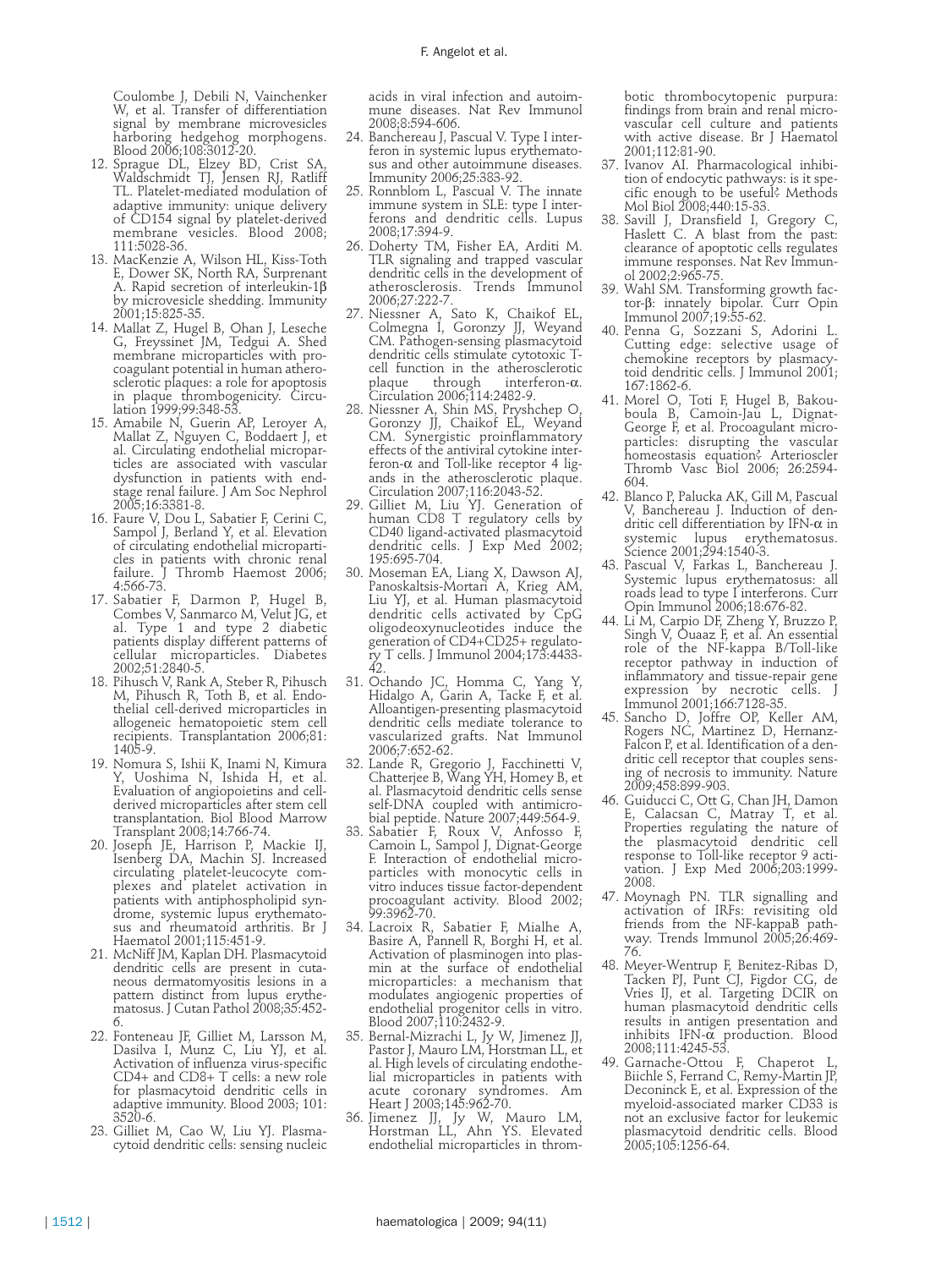Coulombe J, Debili N, Vainchenker W, et al. Transfer of differentiation signal by membrane microvesicles harboring hedgehog morphogens. Blood 2006;108:3012-20.

12. Sprague DL, Elzey BD, Crist SA, Waldschmidt TJ, Jensen RJ, Ratliff TL. Platelet-mediated modulation of adaptive immunity: unique delivery of CD154 signal by platelet-derived membrane vesicles. Blood 2008; 111:5028-36.
13. MacKenzie A, Wilson HL, Kiss-Toth E, Dower SK, North RA, Surprenant A. Rapid secretion of interleukin-1β by microvesicle shedding. Immunity 2001;15:825-35.
14. Mallat Z, Hugel B, Ohan J, Leseche G, Freyssinet JM, Tedgui A. Shed membrane microparticles with procoagulant potential in human atherosclerotic plaques: a role for apoptosis in plaque thrombogenicity. Circulation 1999;99:348-53.
15. Amabile N, Guerin AP, Leroyer A, Mallat Z, Nguyen C, Boddaert J, et al. Circulating endothelial microparticles are associated with vascular dysfunction in patients with end-stage renal failure. J Am Soc Nephrol 2005;16:3381-8.
16. Faure V, Dou L, Sabatier F, Cerini C, Sampol J, Berland Y, et al. Elevation of circulating endothelial microparticles in patients with chronic renal failure. J Thromb Haemost 2006; 4:566-73.
17. Sabatier F, Darmon P, Hugel B, Combes V, Sanmarco M, Velut JG, et al. Type 1 and type 2 diabetic patients display different patterns of cellular microparticles. Diabetes 2002;51:2840-5.
18. Pihusch V, Rank A, Steber R, Pihusch M, Pihusch R, Toth B, et al. Endothelial cell-derived microparticles in allogeneic hematopoietic stem cell recipients. Transplantation 2006;81: 1405-9.
19. Nomura S, Ishii K, Inami N, Kimura Y, Uoshima N, Ishida H, et al. Evaluation of angiopoietins and cell-derived microparticles after stem cell transplantation. Biol Blood Marrow Transplant 2008;14:766-74.
20. Joseph JE, Harrison P, Mackie IJ, Isenberg DA, Machin SJ. Increased circulating platelet-leucocyte complexes and platelet activation in patients with antiphospholipid syndrome, systemic lupus erythematosus and rheumatoid arthritis. Br J Haematol 2001;115:451-9.
21. McNiff JM, Kaplan DH. Plasmacytoid dendritic cells are present in cutaneous dermatomyositis lesions in a pattern distinct from lupus erythematosus. J Cutan Pathol 2008;35:452-6.
22. Fonteneau JF, Gilliet M, Larsson M, Dasilva I, Munz C, Liu YJ, et al. Activation of influenza virus-specific CD4+ and CD8+ T cells: a new role for plasmacytoid dendritic cells in adaptive immunity. Blood 2003; 101: 3520-6.
23. Gilliet M, Cao W, Liu YJ. Plasmacytoid dendritic cells: sensing nucleic acids in viral infection and autoimmune diseases. Nat Rev Immunol 2008;8:594-606.
24. Banchereau J, Pascual V. Type I interferon in systemic lupus erythematosus and other autoimmune diseases. Immunity 2006;25:383-92.
25. Ronnblom L, Pascual V. The innate immune system in SLE: type I interferons and dendritic cells. Lupus 2008;17:394-9.
26. Doherty TM, Fisher EA, Arditi M. TLR signaling and trapped vascular dendritic cells in the development of atherosclerosis. Trends Immunol 2006;27:222-7.
27. Niessner A, Sato K, Chaikof EL, Colmegna I, Goronzy JJ, Weyand CM. Pathogen-sensing plasmacytoid dendritic cells stimulate cytotoxic T-cell function in the atherosclerotic plaque through interferon-α. Circulation 2006;114:2482-9.
28. Niessner A, Shin MS, Pryshchep O, Goronzy JJ, Chaikof EL, Weyand CM. Synergistic proinflammatory effects of the antiviral cytokine interferon-α and Toll-like receptor 4 ligands in the atherosclerotic plaque. Circulation 2007;116:2043-52.
29. Gilliet M, Liu YJ. Generation of human CD8 T regulatory cells by CD40 ligand-activated plasmacytoid dendritic cells. J Exp Med 2002; 195:695-704.
30. Moseman EA, Liang X, Dawson AJ, Panoskaltsis-Mortari A, Krieg AM, Liu YJ, et al. Human plasmacytoid dendritic cells activated by CpG oligodeoxynucleotides induce the generation of CD4+CD25+ regulatory T cells. J Immunol 2004;173:4433-42.
31. Ochando JC, Homma C, Yang Y, Hidalgo A, Garin A, Tacke F, et al. Alloantigen-presenting plasmacytoid dendritic cells mediate tolerance to vascularized grafts. Nat Immunol 2006;7:652-62.
32. Lande R, Gregorio J, Facchinetti V, Chatterjee B, Wang YH, Homey B, et al. Plasmacytoid dendritic cells sense self-DNA coupled with antimicrobial peptide. Nature 2007;449:564-9.
33. Sabatier F, Roux V, Anfosso F, Camoin L, Sampol J, Dignat-George F. Interaction of endothelial microparticles with monocytic cells in vitro induces tissue factor-dependent procoagulant activity. Blood 2002; 99:3962-70.
34. Lacroix R, Sabatier F, Mialhe A, Basire A, Pannell R, Borghi H, et al. Activation of plasminogen into plasmin at the surface of endothelial microparticles: a mechanism that modulates angiogenic properties of endothelial progenitor cells in vitro. Blood 2007;110:2432-9.
35. Bernal-Mizrachi L, Jy W, Jimenez JJ, Pastor J, Mauro LM, Horstman LL, et al. High levels of circulating endothelial microparticles in patients with acute coronary syndromes. Am Heart J 2003;145:962-70.
36. Jimenez JJ, Jy W, Mauro LM, Horstman LL, Ahn YS. Elevated endothelial microparticles in thrombotic thrombocytopenic purpura: findings from brain and renal microvascular cell culture and patients with active disease. Br J Haematol 2001;112:81-90.
37. Ivanov AI. Pharmacological inhibition of endocytic pathways: is it specific enough to be useful? Methods Mol Biol 2008;440:15-33.
38. Savill J, Dransfield I, Gregory C, Haslett C. A blast from the past: clearance of apoptotic cells regulates immune responses. Nat Rev Immunol 2002;2:965-75.
39. Wahl SM. Transforming growth factor-β: innately bipolar. Curr Opin Immunol 2007;19:55-62.
40. Penna G, Sozzani S, Adorini L. Cutting edge: selective usage of chemokine receptors by plasmacytoid dendritic cells. J Immunol 2001; 167:1862-6.
41. Morel O, Toti F, Hugel B, Bakouboula B, Camoin-Jau L, Dignat-George F, et al. Procoagulant microparticles: disrupting the vascular homeostasis equation? Arterioscler Thromb Vasc Biol 2006; 26:2594-604.
42. Blanco P, Palucka AK, Gill M, Pascual V, Banchereau J. Induction of dendritic cell differentiation by IFN-α in systemic lupus erythematosus. Science 2001;294:1540-3.
43. Pascual V, Farkas L, Banchereau J. Systemic lupus erythematosus: all roads lead to type I interferons. Curr Opin Immunol 2006;18:676-82.
44. Li M, Carpio DF, Zheng Y, Bruzzo P, Singh V, Ouaaz F, et al. An essential role of the NF-kappa B/Toll-like receptor pathway in induction of inflammatory and tissue-repair gene expression by necrotic cells. J Immunol 2001;166:7128-35.
45. Sancho D, Joffre OP, Keller AM, Rogers NC, Martinez D, Hernanz-Falcon P, et al. Identification of a dendritic cell receptor that couples sensing of necrosis to immunity. Nature 2009;458:899-903.
46. Guiducci C, Ott G, Chan JH, Damon E, Calacsan C, Matray T, et al. Properties regulating the nature of the plasmacytoid dendritic cell response to Toll-like receptor 9 activation. J Exp Med 2006;203:1999-2008.
47. Moynagh PN. TLR signalling and activation of IRFs: revisiting old friends from the NF-kappaB pathway. Trends Immunol 2005;26:469-76.
48. Meyer-Wentrup F, Benitez-Ribas D, Tacken PJ, Punt CJ, Figdor CG, de Vries IJ, et al. Targeting DCIR on human plasmacytoid dendritic cells results in antigen presentation and inhibits IFN-α production. Blood 2008;111:4245-53.
49. Garnache-Ottou F, Chaperot L, Biichle S, Ferrand C, Remy-Martin JP, Deconinck E, et al. Expression of the myeloid-associated marker CD33 is not an exclusive factor for leukemic plasmacytoid dendritic cells. Blood 2005;105:1256-64.